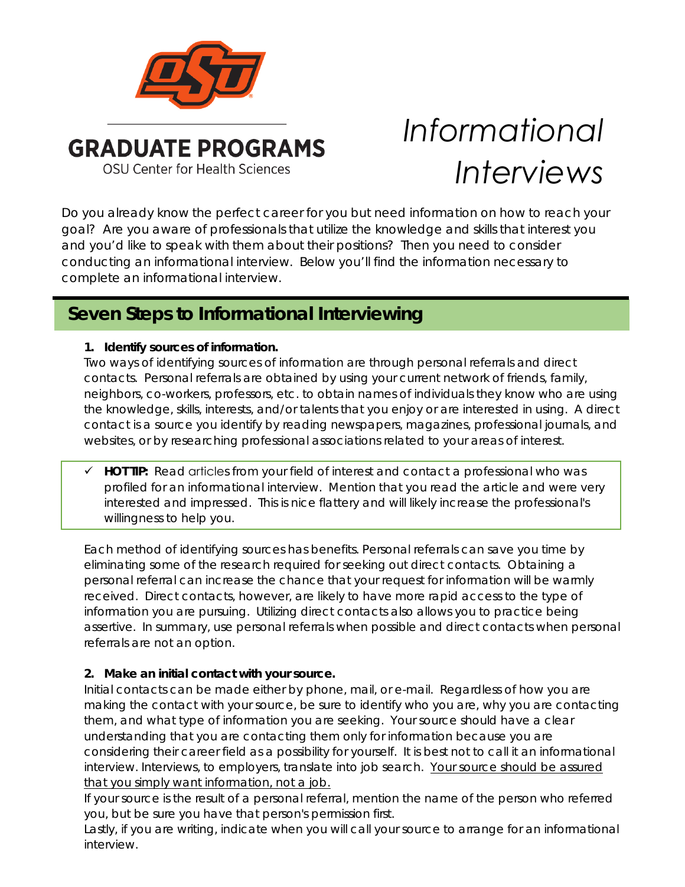GRADUATE PROGRAMS

OSU Center for Health Sciences

# *Informational Interviews*

Do you already know the perfect career for you but need information on how to reach your goal? Are you aware of professionals that utilize the knowledge and skills that interest you and you'd like to speak with them about their positions? Then you need to consider conducting an informational interview. Below you'll find the information necessary to complete an informational interview.

## Seven Steps to Informational Interviewing

**1. Identify sources of information.**

Two ways of identifying sources of information are through personal referrals and direct contacts. Personal referrals are obtained by using your current network of friends, family, neighbors, co-workers, professors, etc. to obtain names of individuals they know who are using the knowledge, skills, interests, and/or talents that you enjoy or are interested in using. A direct contact is a source you identify by reading newspapers, magazines, professional journals, and websites, or by researching professional associations related to your areas of interest.

- ✓ **HOT TIP:** Read articles from your field of interest and contact a professional who was profiled for an informational interview. Mention that you read the article and were very interested and impressed. This is nice flattery and will likely increase the professional's willingness to help you.

Each method of identifying sources has benefits. Personal referrals can save you time by eliminating some of the research required for seeking out direct contacts. Obtaining a personal referral can increase the chance that your request for information will be warmly received. Direct contacts, however, are likely to have more rapid access to the type of information you are pursuing. Utilizing direct contacts also allows you to practice being assertive. In summary, use personal referrals when possible and direct contacts when personal referrals are not an option.

**2. Make an initial contact with your source.**

Initial contacts can be made either by phone, mail, or e-mail. Regardless of how you are making the contact with your source, be sure to identify who you are, why you are contacting them, and what type of information you are seeking. Your source should have a clear understanding that you are contacting them only for information because you are considering their career field as a possibility for yourself. It is best not to call it an informational interview. Interviews, to employers, translate into job search. <u>Your source should be assured that you simply want information, not a job.</u>

If your source is the result of a personal referral, mention the name of the person who referred you, but be sure you have that person's permission first.

Lastly, if you are writing, indicate when you will call your source to arrange for an informational interview.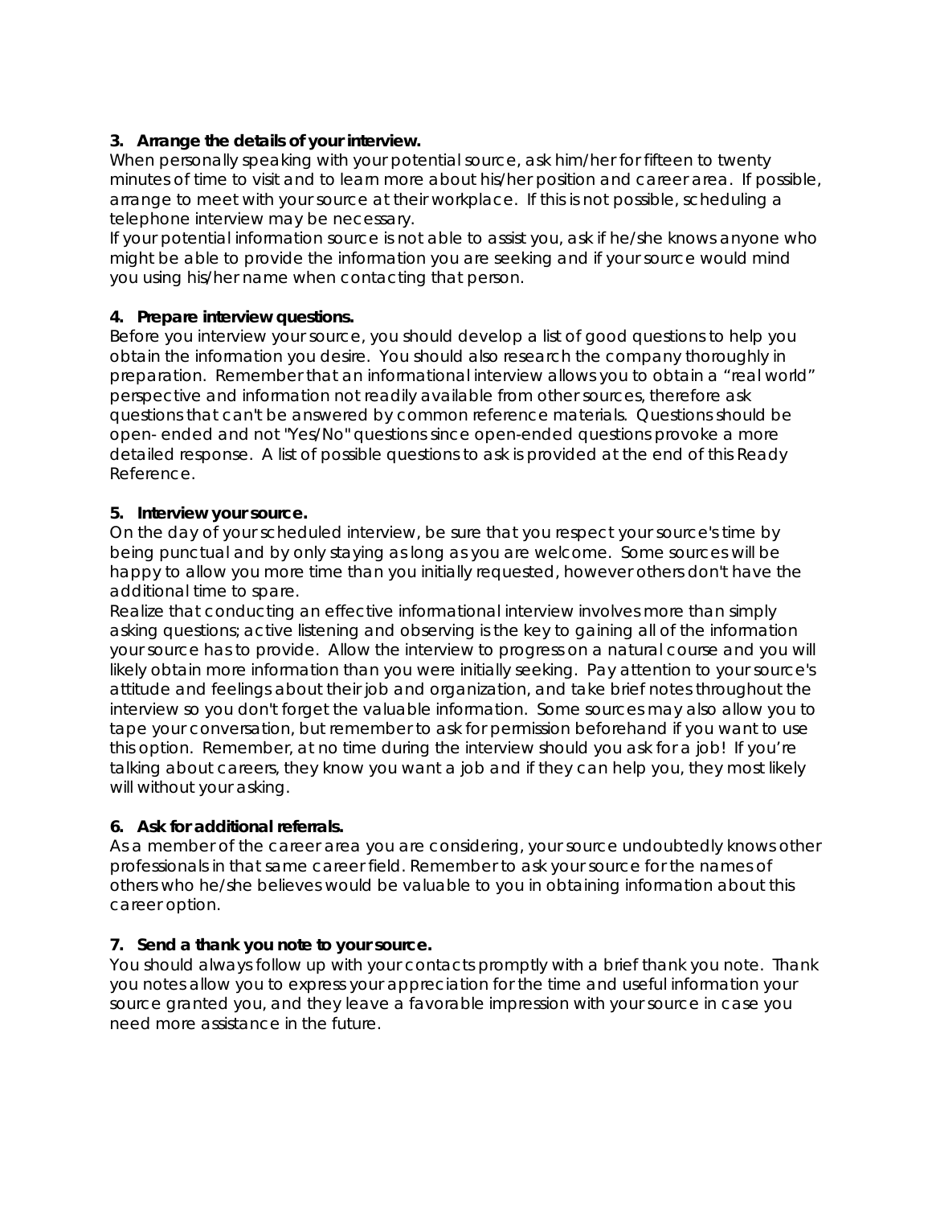**3. Arrange the details of your interview.**

When personally speaking with your potential source, ask him/her for fifteen to twenty minutes of time to visit and to learn more about his/her position and career area. If possible, arrange to meet with your source at their workplace. If this is not possible, scheduling a telephone interview may be necessary.

If your potential information source is not able to assist you, ask if he/she knows anyone who might be able to provide the information you are seeking and if your source would mind you using his/her name when contacting that person.

**4. Prepare interview questions.**

Before you interview your source, you should develop a list of good questions to help you obtain the information you desire. You should also research the company thoroughly in preparation. Remember that an informational interview allows you to obtain a "real world" perspective and information not readily available from other sources, therefore ask questions that can't be answered by common reference materials. Questions should be open- ended and not "Yes/No" questions since open-ended questions provoke a more detailed response. A list of possible questions to ask is provided at the end of this Ready Reference.

**5. Interview your source.**

On the day of your scheduled interview, be sure that you respect your source's time by being punctual and by only staying as long as you are welcome. Some sources will be happy to allow you more time than you initially requested, however others don't have the additional time to spare.

Realize that conducting an effective informational interview involves more than simply asking questions; active listening and observing is the key to gaining all of the information your source has to provide. Allow the interview to progress on a natural course and you will likely obtain more information than you were initially seeking. Pay attention to your source's attitude and feelings about their job and organization, and take brief notes throughout the interview so you don't forget the valuable information. Some sources may also allow you to tape your conversation, but remember to ask for permission beforehand if you want to use this option. Remember, at no time during the interview should you ask for a job! If you're talking about careers, they know you want a job and if they can help you, they most likely will without your asking.

**6. Ask for additional referrals.**

As a member of the career area you are considering, your source undoubtedly knows other professionals in that same career field. Remember to ask your source for the names of others who he/she believes would be valuable to you in obtaining information about this career option.

**7. Send a thank you note to your source.**

You should always follow up with your contacts promptly with a brief thank you note. Thank you notes allow you to express your appreciation for the time and useful information your source granted you, and they leave a favorable impression with your source in case you need more assistance in the future.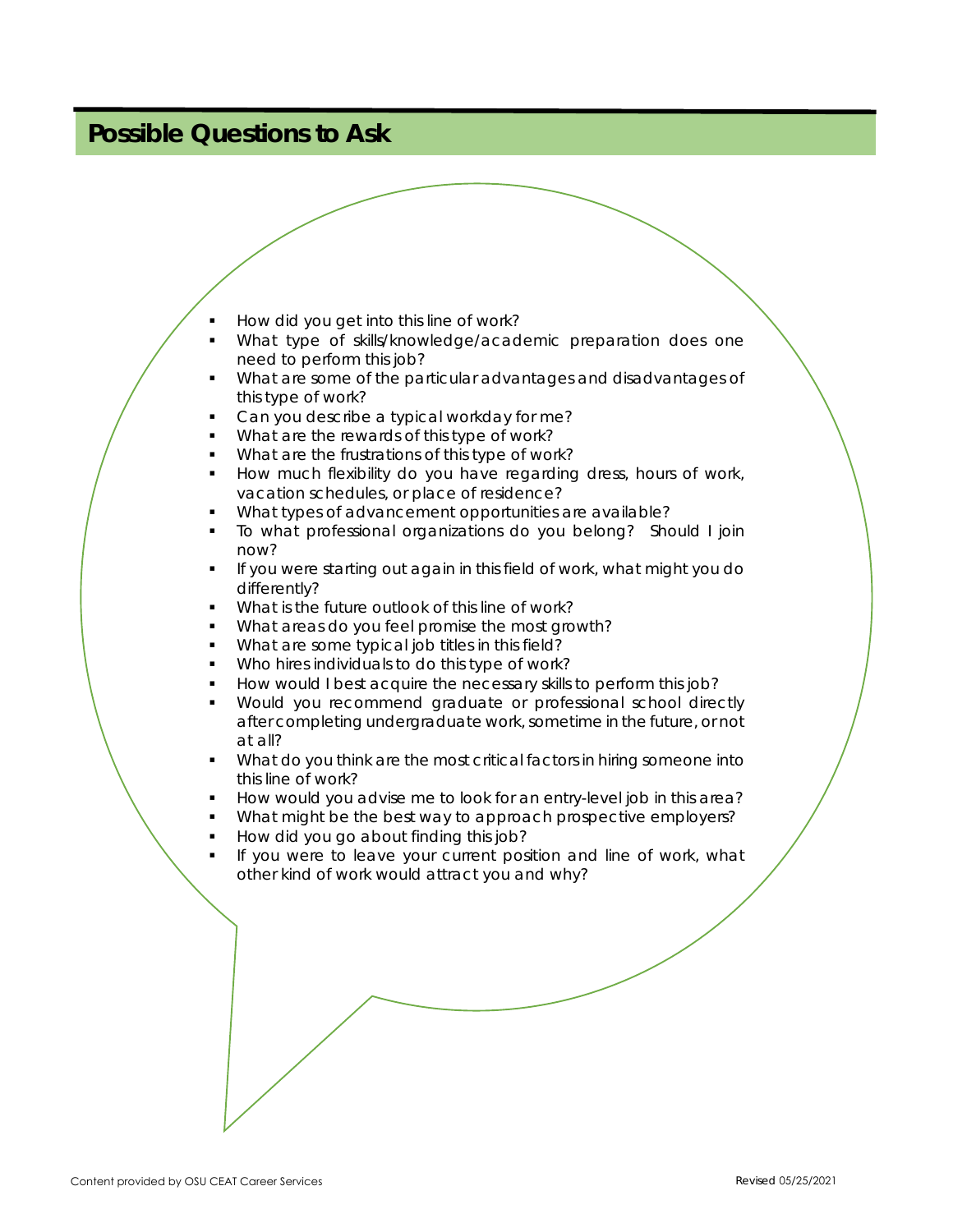## Possible Questions to Ask

- How did you get into this line of work?
- What type of skills/knowledge/academic preparation does one need to perform this job?
- What are some of the particular advantages and disadvantages of this type of work?
- Can you describe a typical workday for me?
- What are the rewards of this type of work?
- What are the frustrations of this type of work?
- How much flexibility do you have regarding dress, hours of work, vacation schedules, or place of residence?
- What types of advancement opportunities are available?
- To what professional organizations do you belong? Should I join now?
- If you were starting out again in this field of work, what might you do differently?
- What is the future outlook of this line of work?
- What areas do you feel promise the most growth?
- What are some typical job titles in this field?
- Who hires individuals to do this type of work?
- How would I best acquire the necessary skills to perform this job?
- Would you recommend graduate or professional school directly after completing undergraduate work, sometime in the future, or not at all?
- What do you think are the most critical factors in hiring someone into this line of work?
- How would you advise me to look for an entry-level job in this area?
- What might be the best way to approach prospective employers?
- How did you go about finding this job?
- If you were to leave your current position and line of work, what other kind of work would attract you and why?

Content provided by OSU CEAT Career Services

Revised 05/25/2021